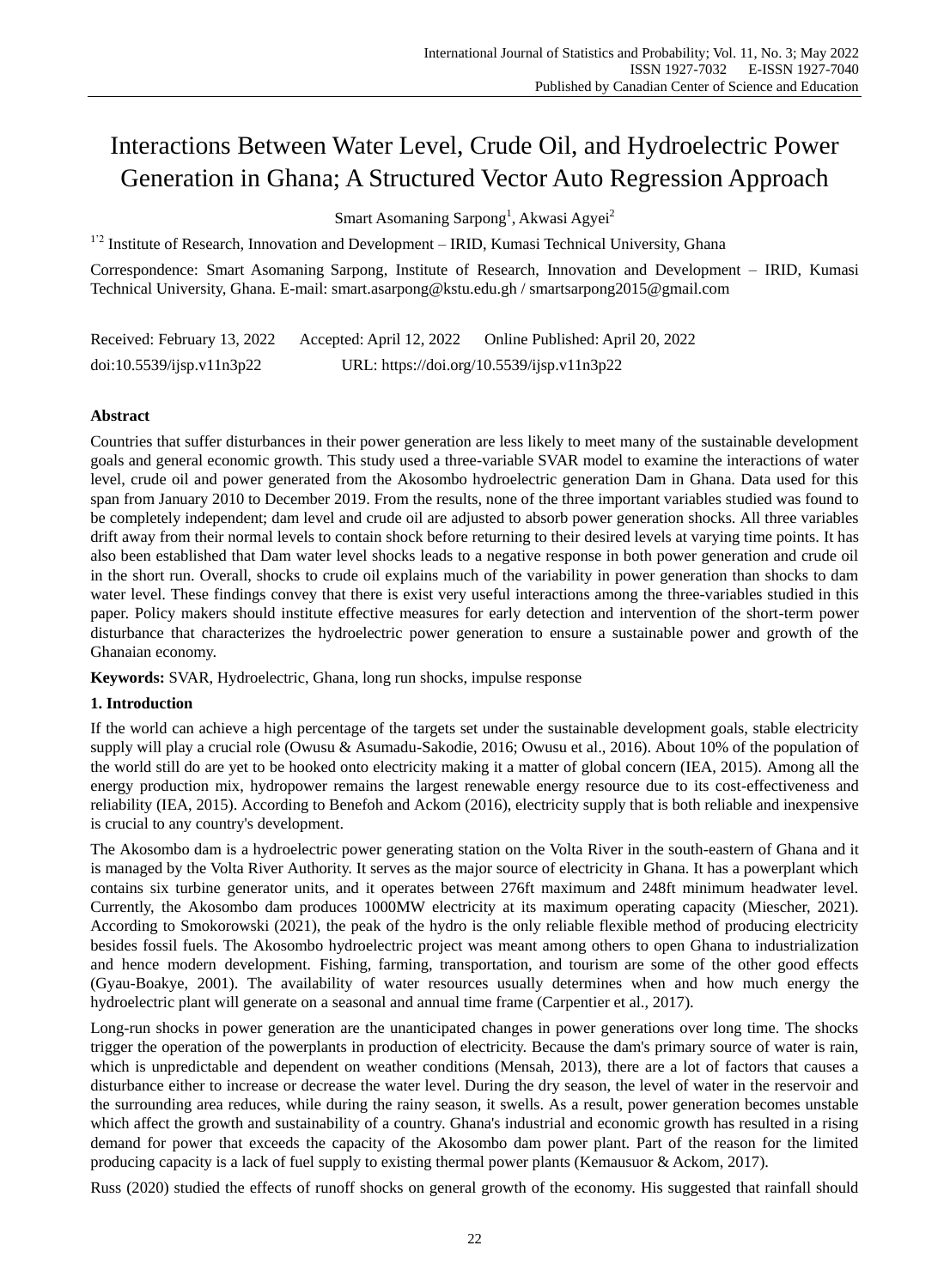# Interactions Between Water Level, Crude Oil, and Hydroelectric Power Generation in Ghana; A Structured Vector Auto Regression Approach

Smart Asomaning Sarpong[1], Akwasi Agyei[2]

[1'2] Institute of Research, Innovation and Development – IRID, Kumasi Technical University, Ghana

Correspondence: Smart Asomaning Sarpong, Institute of Research, Innovation and Development – IRID, Kumasi Technical University, Ghana. E-mail: smart.asarpong@kstu.edu.gh / smartsarpong2015@gmail.com

Received: February 13, 2022 Accepted: April 12, 2022 Online Published: April 20, 2022

doi:10.5539/ijsp.v11n3p22 URL: https://doi.org/10.5539/ijsp.v11n3p22

## Abstract

Countries that suffer disturbances in their power generation are less likely to meet many of the sustainable development goals and general economic growth. This study used a three-variable SVAR model to examine the interactions of water level, crude oil and power generated from the Akosombo hydroelectric generation Dam in Ghana. Data used for this span from January 2010 to December 2019. From the results, none of the three important variables studied was found to be completely independent; dam level and crude oil are adjusted to absorb power generation shocks. All three variables drift away from their normal levels to contain shock before returning to their desired levels at varying time points. It has also been established that Dam water level shocks leads to a negative response in both power generation and crude oil in the short run. Overall, shocks to crude oil explains much of the variability in power generation than shocks to dam water level. These findings convey that there is exist very useful interactions among the three-variables studied in this paper. Policy makers should institute effective measures for early detection and intervention of the short-term power disturbance that characterizes the hydroelectric power generation to ensure a sustainable power and growth of the Ghanaian economy.

**Keywords:** SVAR, Hydroelectric, Ghana, long run shocks, impulse response

## 1. Introduction

If the world can achieve a high percentage of the targets set under the sustainable development goals, stable electricity supply will play a crucial role (Owusu & Asumadu-Sakodie, 2016; Owusu et al., 2016). About 10% of the population of the world still do are yet to be hooked onto electricity making it a matter of global concern (IEA, 2015). Among all the energy production mix, hydropower remains the largest renewable energy resource due to its cost-effectiveness and reliability (IEA, 2015). According to Benefoh and Ackom (2016), electricity supply that is both reliable and inexpensive is crucial to any country's development.

The Akosombo dam is a hydroelectric power generating station on the Volta River in the south-eastern of Ghana and it is managed by the Volta River Authority. It serves as the major source of electricity in Ghana. It has a powerplant which contains six turbine generator units, and it operates between 276ft maximum and 248ft minimum headwater level. Currently, the Akosombo dam produces 1000MW electricity at its maximum operating capacity (Miescher, 2021). According to Smokorowski (2021), the peak of the hydro is the only reliable flexible method of producing electricity besides fossil fuels. The Akosombo hydroelectric project was meant among others to open Ghana to industrialization and hence modern development. Fishing, farming, transportation, and tourism are some of the other good effects (Gyau-Boakye, 2001). The availability of water resources usually determines when and how much energy the hydroelectric plant will generate on a seasonal and annual time frame (Carpentier et al., 2017).

Long-run shocks in power generation are the unanticipated changes in power generations over long time. The shocks trigger the operation of the powerplants in production of electricity. Because the dam's primary source of water is rain, which is unpredictable and dependent on weather conditions (Mensah, 2013), there are a lot of factors that causes a disturbance either to increase or decrease the water level. During the dry season, the level of water in the reservoir and the surrounding area reduces, while during the rainy season, it swells. As a result, power generation becomes unstable which affect the growth and sustainability of a country. Ghana's industrial and economic growth has resulted in a rising demand for power that exceeds the capacity of the Akosombo dam power plant. Part of the reason for the limited producing capacity is a lack of fuel supply to existing thermal power plants (Kemausuor & Ackom, 2017).

Russ (2020) studied the effects of runoff shocks on general growth of the economy. His suggested that rainfall should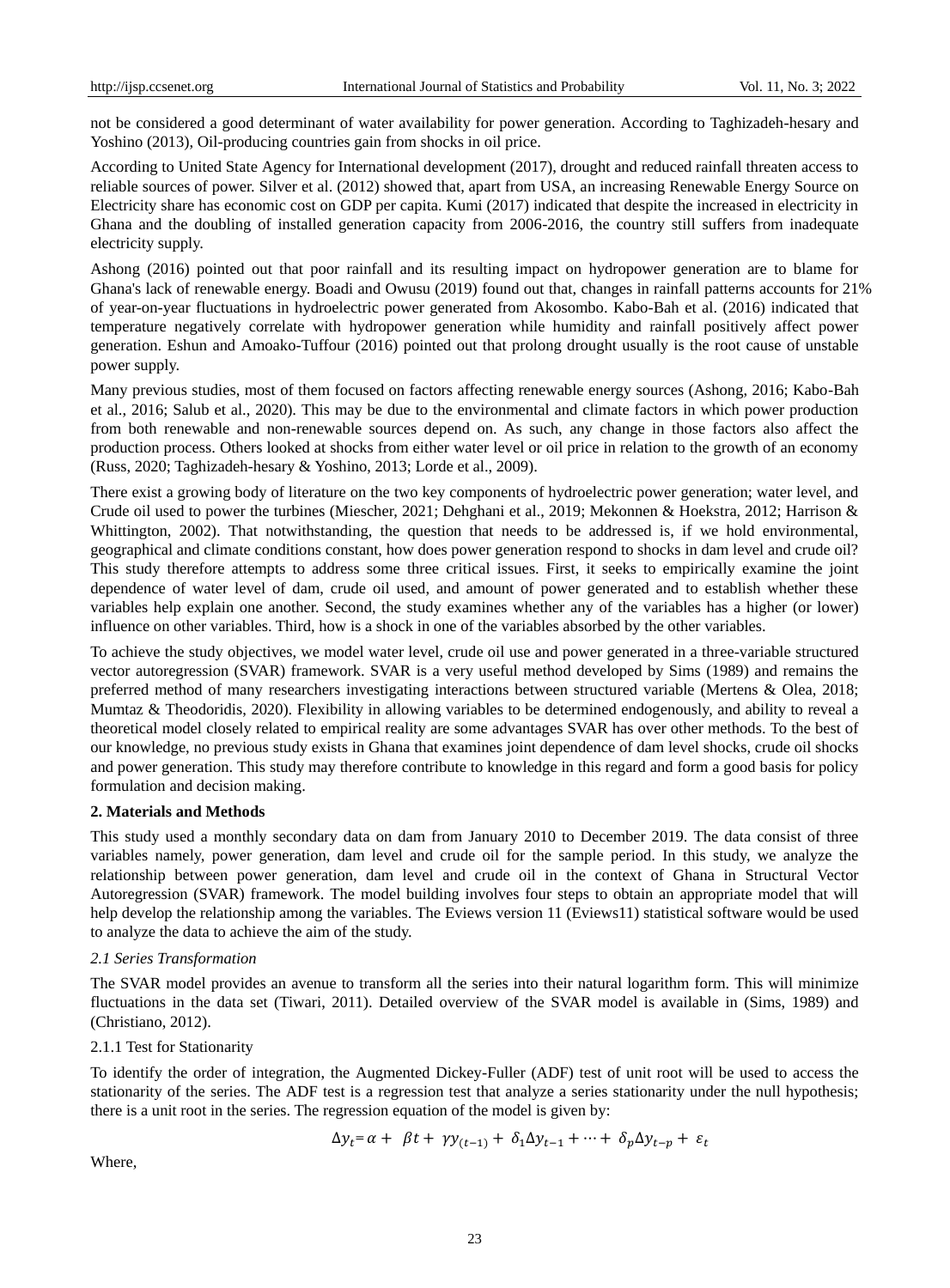not be considered a good determinant of water availability for power generation. According to Taghizadeh-hesary and Yoshino (2013), Oil-producing countries gain from shocks in oil price.

According to United State Agency for International development (2017), drought and reduced rainfall threaten access to reliable sources of power. Silver et al. (2012) showed that, apart from USA, an increasing Renewable Energy Source on Electricity share has economic cost on GDP per capita. Kumi (2017) indicated that despite the increased in electricity in Ghana and the doubling of installed generation capacity from 2006-2016, the country still suffers from inadequate electricity supply.

Ashong (2016) pointed out that poor rainfall and its resulting impact on hydropower generation are to blame for Ghana's lack of renewable energy. Boadi and Owusu (2019) found out that, changes in rainfall patterns accounts for 21% of year-on-year fluctuations in hydroelectric power generated from Akosombo. Kabo-Bah et al. (2016) indicated that temperature negatively correlate with hydropower generation while humidity and rainfall positively affect power generation. Eshun and Amoako-Tuffour (2016) pointed out that prolong drought usually is the root cause of unstable power supply.

Many previous studies, most of them focused on factors affecting renewable energy sources (Ashong, 2016; Kabo-Bah et al., 2016; Salub et al., 2020). This may be due to the environmental and climate factors in which power production from both renewable and non-renewable sources depend on. As such, any change in those factors also affect the production process. Others looked at shocks from either water level or oil price in relation to the growth of an economy (Russ, 2020; Taghizadeh-hesary & Yoshino, 2013; Lorde et al., 2009).

There exist a growing body of literature on the two key components of hydroelectric power generation; water level, and Crude oil used to power the turbines (Miescher, 2021; Dehghani et al., 2019; Mekonnen & Hoekstra, 2012; Harrison & Whittington, 2002). That notwithstanding, the question that needs to be addressed is, if we hold environmental, geographical and climate conditions constant, how does power generation respond to shocks in dam level and crude oil? This study therefore attempts to address some three critical issues. First, it seeks to empirically examine the joint dependence of water level of dam, crude oil used, and amount of power generated and to establish whether these variables help explain one another. Second, the study examines whether any of the variables has a higher (or lower) influence on other variables. Third, how is a shock in one of the variables absorbed by the other variables.

To achieve the study objectives, we model water level, crude oil use and power generated in a three-variable structured vector autoregression (SVAR) framework. SVAR is a very useful method developed by Sims (1989) and remains the preferred method of many researchers investigating interactions between structured variable (Mertens & Olea, 2018; Mumtaz & Theodoridis, 2020). Flexibility in allowing variables to be determined endogenously, and ability to reveal a theoretical model closely related to empirical reality are some advantages SVAR has over other methods. To the best of our knowledge, no previous study exists in Ghana that examines joint dependence of dam level shocks, crude oil shocks and power generation. This study may therefore contribute to knowledge in this regard and form a good basis for policy formulation and decision making.

## 2. Materials and Methods

This study used a monthly secondary data on dam from January 2010 to December 2019. The data consist of three variables namely, power generation, dam level and crude oil for the sample period. In this study, we analyze the relationship between power generation, dam level and crude oil in the context of Ghana in Structural Vector Autoregression (SVAR) framework. The model building involves four steps to obtain an appropriate model that will help develop the relationship among the variables. The Eviews version 11 (Eviews11) statistical software would be used to analyze the data to achieve the aim of the study.

### *2.1 Series Transformation*

The SVAR model provides an avenue to transform all the series into their natural logarithm form. This will minimize fluctuations in the data set (Tiwari, 2011). Detailed overview of the SVAR model is available in (Sims, 1989) and (Christiano, 2012).

#### 2.1.1 Test for Stationarity

To identify the order of integration, the Augmented Dickey-Fuller (ADF) test of unit root will be used to access the stationarity of the series. The ADF test is a regression test that analyze a series stationarity under the null hypothesis; there is a unit root in the series. The regression equation of the model is given by:

$$\Delta y_t = \alpha + \beta t + \gamma y_{(t-1)} + \delta_1 \Delta y_{t-1} + \cdots + \delta_p \Delta y_{t-p} + \varepsilon_t$$

Where,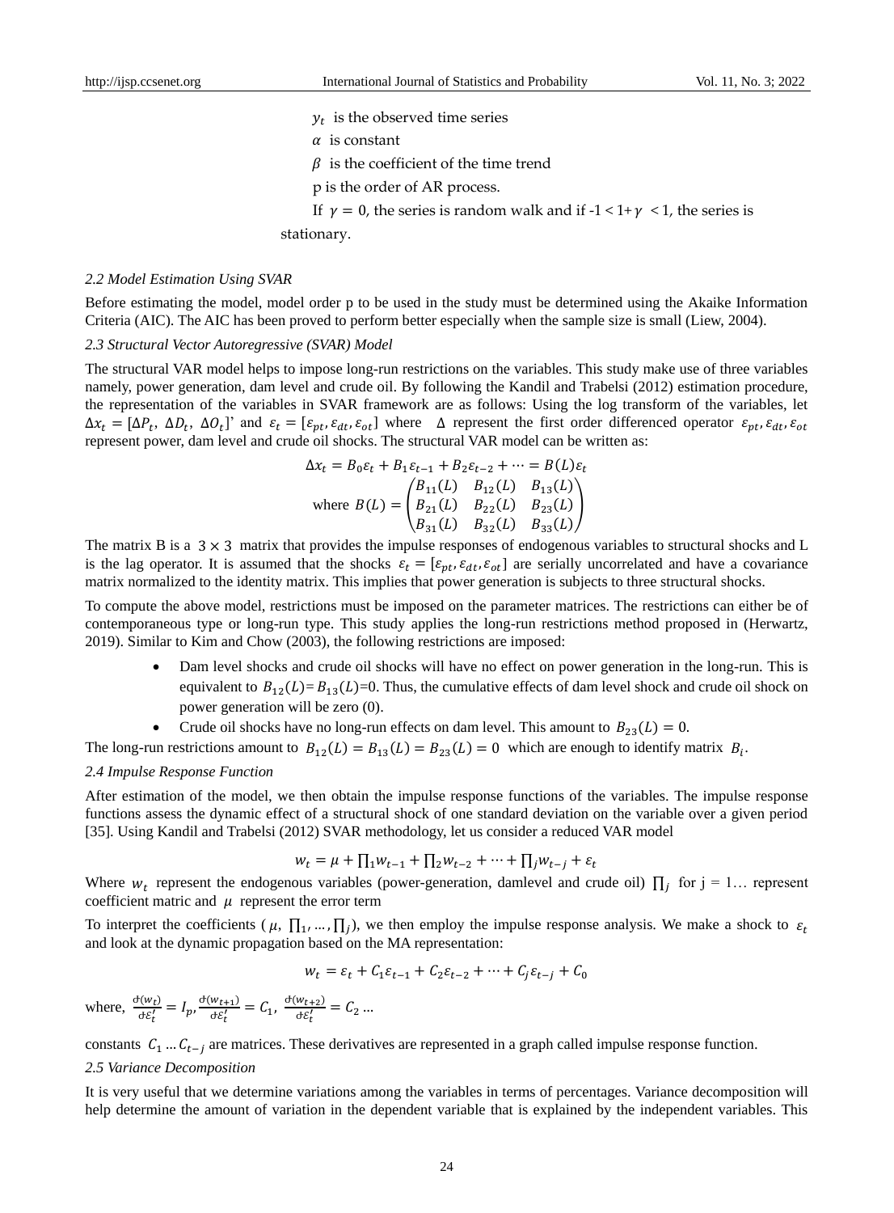$y_t$ is the observed time series

$\alpha$ is constant

$\beta$ is the coefficient of the time trend

p is the order of AR process.

If $\gamma = 0$, the series is random walk and if $-1 < 1+\gamma < 1$, the series is stationary.

*2.2 Model Estimation Using SVAR*

Before estimating the model, model order p to be used in the study must be determined using the Akaike Information Criteria (AIC). The AIC has been proved to perform better especially when the sample size is small (Liew, 2004).

*2.3 Structural Vector Autoregressive (SVAR) Model*

The structural VAR model helps to impose long-run restrictions on the variables. This study make use of three variables namely, power generation, dam level and crude oil. By following the Kandil and Trabelsi (2012) estimation procedure, the representation of the variables in SVAR framework are as follows: Using the log transform of the variables, let $\Delta x_t = [\Delta P_t, \Delta D_t, \Delta O_t]'$ and $\varepsilon_t = [\varepsilon_{pt}, \varepsilon_{dt}, \varepsilon_{ot}]$ where $\Delta$ represent the first order differenced operator $\varepsilon_{pt}, \varepsilon_{dt}, \varepsilon_{ot}$ represent power, dam level and crude oil shocks. The structural VAR model can be written as:

$$\Delta x_t = B_0\varepsilon_t + B_1\varepsilon_{t-1} + B_2\varepsilon_{t-2} + \cdots = B(L)\varepsilon_t$$

$$\text{where } B(L) = \begin{pmatrix} B_{11}(L) & B_{12}(L) & B_{13}(L) \\ B_{21}(L) & B_{22}(L) & B_{23}(L) \\ B_{31}(L) & B_{32}(L) & B_{33}(L) \end{pmatrix}$$

The matrix B is a $3 \times 3$ matrix that provides the impulse responses of endogenous variables to structural shocks and L is the lag operator. It is assumed that the shocks $\varepsilon_t = [\varepsilon_{pt}, \varepsilon_{dt}, \varepsilon_{ot}]$ are serially uncorrelated and have a covariance matrix normalized to the identity matrix. This implies that power generation is subjects to three structural shocks.

To compute the above model, restrictions must be imposed on the parameter matrices. The restrictions can either be of contemporaneous type or long-run type. This study applies the long-run restrictions method proposed in (Herwartz, 2019). Similar to Kim and Chow (2003), the following restrictions are imposed:

- Dam level shocks and crude oil shocks will have no effect on power generation in the long-run. This is equivalent to $B_{12}(L) = B_{13}(L) = 0$. Thus, the cumulative effects of dam level shock and crude oil shock on power generation will be zero (0).
- Crude oil shocks have no long-run effects on dam level. This amount to $B_{23}(L) = 0$.

The long-run restrictions amount to $B_{12}(L) = B_{13}(L) = B_{23}(L) = 0$ which are enough to identify matrix $B_i$.

*2.4 Impulse Response Function*

After estimation of the model, we then obtain the impulse response functions of the variables. The impulse response functions assess the dynamic effect of a structural shock of one standard deviation on the variable over a given period [35]. Using Kandil and Trabelsi (2012) SVAR methodology, let us consider a reduced VAR model

$$w_t = \mu + \prod_1 w_{t-1} + \prod_2 w_{t-2} + \cdots + \prod_j w_{t-j} + \varepsilon_t$$

Where $w_t$ represent the endogenous variables (power-generation, damlevel and crude oil) $\prod_j$ for j = 1… represent coefficient matric and $\mu$ represent the error term

To interpret the coefficients ($\mu, \prod_1, \ldots, \prod_j$), we then employ the impulse response analysis. We make a shock to $\varepsilon_t$ and look at the dynamic propagation based on the MA representation:

$$w_t = \varepsilon_t + C_1\varepsilon_{t-1} + C_2\varepsilon_{t-2} + \cdots + C_j\varepsilon_{t-j} + C_0$$

where, $\frac{\partial(w_t)}{\partial\varepsilon_t'} = I_p, \frac{\partial(w_{t+1})}{\partial\varepsilon_t'} = C_1, \frac{\partial(w_{t+2})}{\partial\varepsilon_t'} = C_2 \ldots$

constants $C_1 \ldots C_{t-j}$ are matrices. These derivatives are represented in a graph called impulse response function.

*2.5 Variance Decomposition*

It is very useful that we determine variations among the variables in terms of percentages. Variance decomposition will help determine the amount of variation in the dependent variable that is explained by the independent variables. This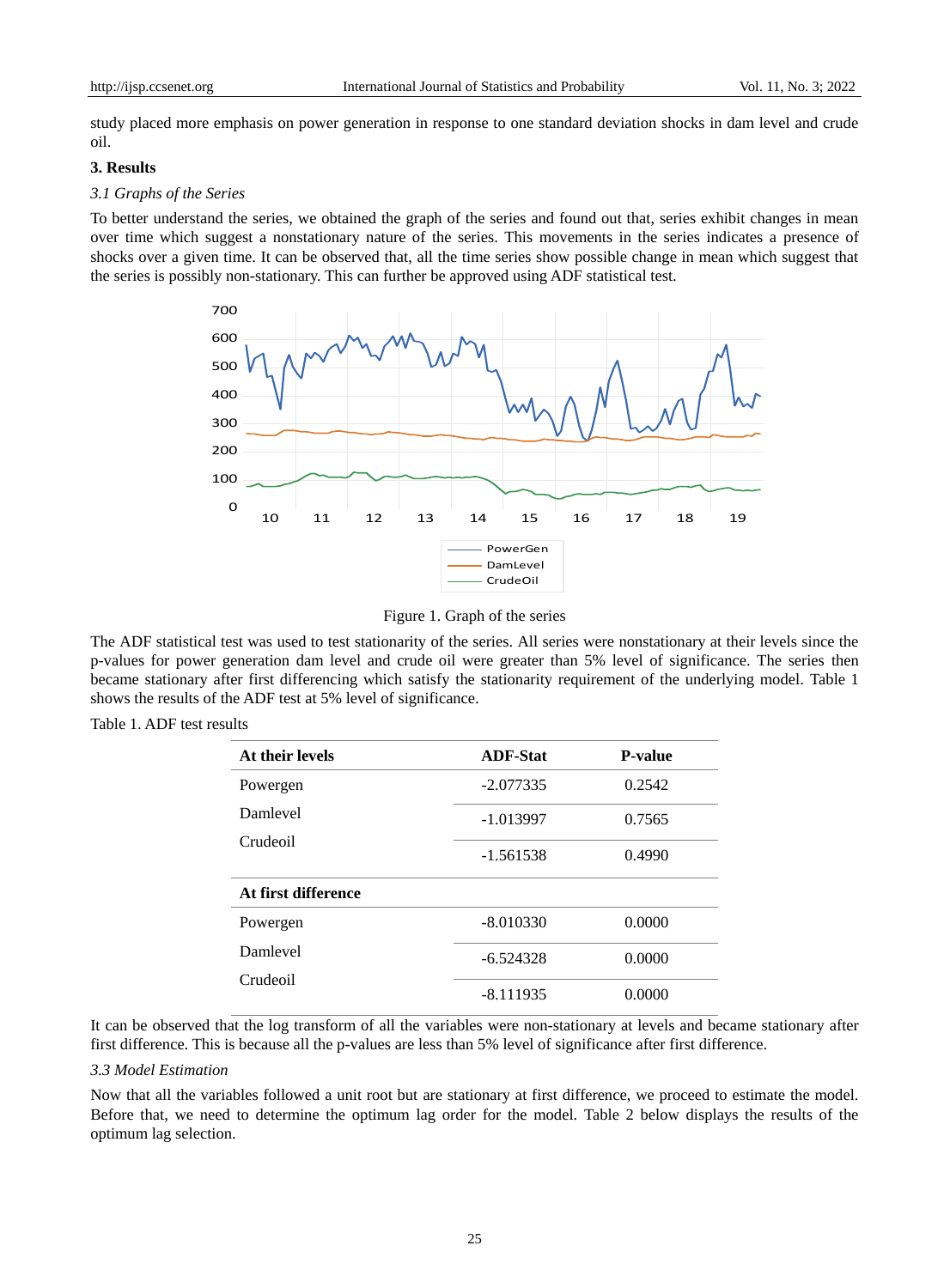study placed more emphasis on power generation in response to one standard deviation shocks in dam level and crude oil.

## 3. Results

### *3.1 Graphs of the Series*

To better understand the series, we obtained the graph of the series and found out that, series exhibit changes in mean over time which suggest a nonstationary nature of the series. This movements in the series indicates a presence of shocks over a given time. It can be observed that, all the time series show possible change in mean which suggest that the series is possibly non-stationary. This can further be approved using ADF statistical test.

Figure 1. Graph of the series

The ADF statistical test was used to test stationarity of the series. All series were nonstationary at their levels since the p-values for power generation dam level and crude oil were greater than 5% level of significance. The series then became stationary after first differencing which satisfy the stationarity requirement of the underlying model. Table 1 shows the results of the ADF test at 5% level of significance.

Table 1. ADF test results

| **At their levels** | **ADF-Stat** | **P-value** |
|---|---|---|
| Powergen | -2.077335 | 0.2542 |
| Damlevel | -1.013997 | 0.7565 |
| Crudeoil | -1.561538 | 0.4990 |
| **At first difference** | | |
| Powergen | -8.010330 | 0.0000 |
| Damlevel | -6.524328 | 0.0000 |
| Crudeoil | -8.111935 | 0.0000 |

It can be observed that the log transform of all the variables were non-stationary at levels and became stationary after first difference. This is because all the p-values are less than 5% level of significance after first difference.

### *3.3 Model Estimation*

Now that all the variables followed a unit root but are stationary at first difference, we proceed to estimate the model. Before that, we need to determine the optimum lag order for the model. Table 2 below displays the results of the optimum lag selection.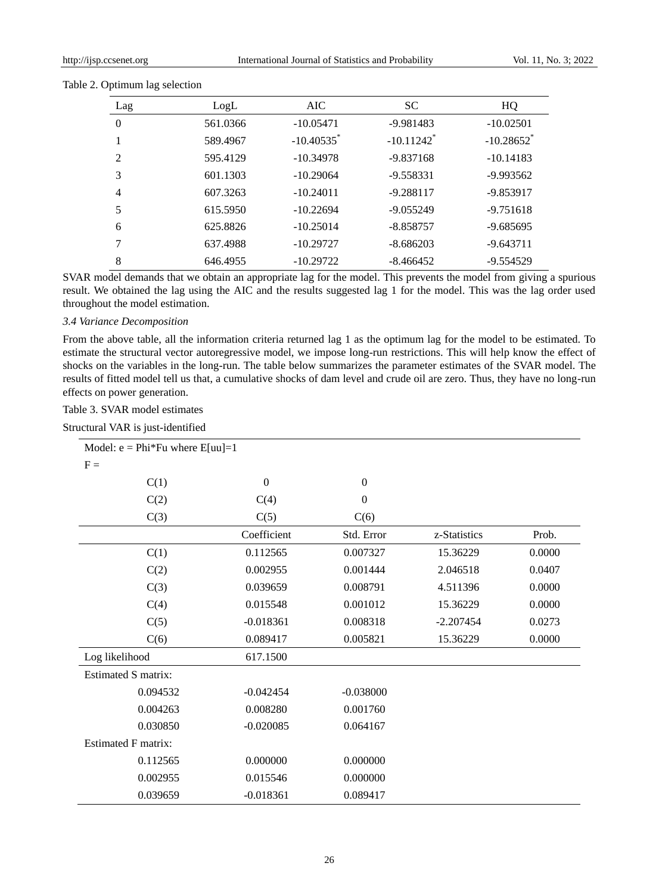Table 2. Optimum lag selection

| Lag | LogL | AIC | SC | HQ |
|---|---|---|---|---|
| 0 | 561.0366 | -10.05471 | -9.981483 | -10.02501 |
| 1 | 589.4967 | -10.40535* | -10.11242* | -10.28652* |
| 2 | 595.4129 | -10.34978 | -9.837168 | -10.14183 |
| 3 | 601.1303 | -10.29064 | -9.558331 | -9.993562 |
| 4 | 607.3263 | -10.24011 | -9.288117 | -9.853917 |
| 5 | 615.5950 | -10.22694 | -9.055249 | -9.751618 |
| 6 | 625.8826 | -10.25014 | -8.858757 | -9.685695 |
| 7 | 637.4988 | -10.29727 | -8.686203 | -9.643711 |
| 8 | 646.4955 | -10.29722 | -8.466452 | -9.554529 |

SVAR model demands that we obtain an appropriate lag for the model. This prevents the model from giving a spurious result. We obtained the lag using the AIC and the results suggested lag 1 for the model. This was the lag order used throughout the model estimation.

### *3.4 Variance Decomposition*

From the above table, all the information criteria returned lag 1 as the optimum lag for the model to be estimated. To estimate the structural vector autoregressive model, we impose long-run restrictions. This will help know the effect of shocks on the variables in the long-run. The table below summarizes the parameter estimates of the SVAR model. The results of fitted model tell us that, a cumulative shocks of dam level and crude oil are zero. Thus, they have no long-run effects on power generation.

Table 3. SVAR model estimates

Structural VAR is just-identified

| Model: e = Phi*Fu where E[uu]=1 | | | | |
|---|---|---|---|---|
| F = | | | | |
| C(1) | 0 | 0 | | |
| C(2) | C(4) | 0 | | |
| C(3) | C(5) | C(6) | | |
| | Coefficient | Std. Error | z-Statistics | Prob. |
| C(1) | 0.112565 | 0.007327 | 15.36229 | 0.0000 |
| C(2) | 0.002955 | 0.001444 | 2.046518 | 0.0407 |
| C(3) | 0.039659 | 0.008791 | 4.511396 | 0.0000 |
| C(4) | 0.015548 | 0.001012 | 15.36229 | 0.0000 |
| C(5) | -0.018361 | 0.008318 | -2.207454 | 0.0273 |
| C(6) | 0.089417 | 0.005821 | 15.36229 | 0.0000 |
| Log likelihood | 617.1500 | | | |
| Estimated S matrix: | | | | |
| 0.094532 | -0.042454 | -0.038000 | | |
| 0.004263 | 0.008280 | 0.001760 | | |
| 0.030850 | -0.020085 | 0.064167 | | |
| Estimated F matrix: | | | | |
| 0.112565 | 0.000000 | 0.000000 | | |
| 0.002955 | 0.015546 | 0.000000 | | |
| 0.039659 | -0.018361 | 0.089417 | | |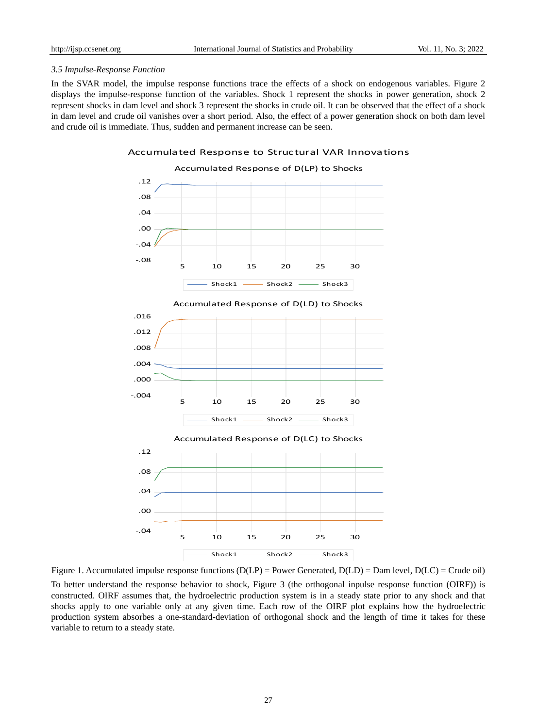### 3.5 Impulse-Response Function

In the SVAR model, the impulse response functions trace the effects of a shock on endogenous variables. Figure 2 displays the impulse-response function of the variables. Shock 1 represent the shocks in power generation, shock 2 represent shocks in dam level and shock 3 represent the shocks in crude oil. It can be observed that the effect of a shock in dam level and crude oil vanishes over a short period. Also, the effect of a power generation shock on both dam level and crude oil is immediate. Thus, sudden and permanent increase can be seen.

Figure 1. Accumulated impulse response functions (D(LP) = Power Generated, D(LD) = Dam level, D(LC) = Crude oil)

To better understand the response behavior to shock, Figure 3 (the orthogonal inpulse response function (OIRF)) is constructed. OIRF assumes that, the hydroelectric production system is in a steady state prior to any shock and that shocks apply to one variable only at any given time. Each row of the OIRF plot explains how the hydroelectric production system absorbes a one-standard-deviation of orthogonal shock and the length of time it takes for these variable to return to a steady state.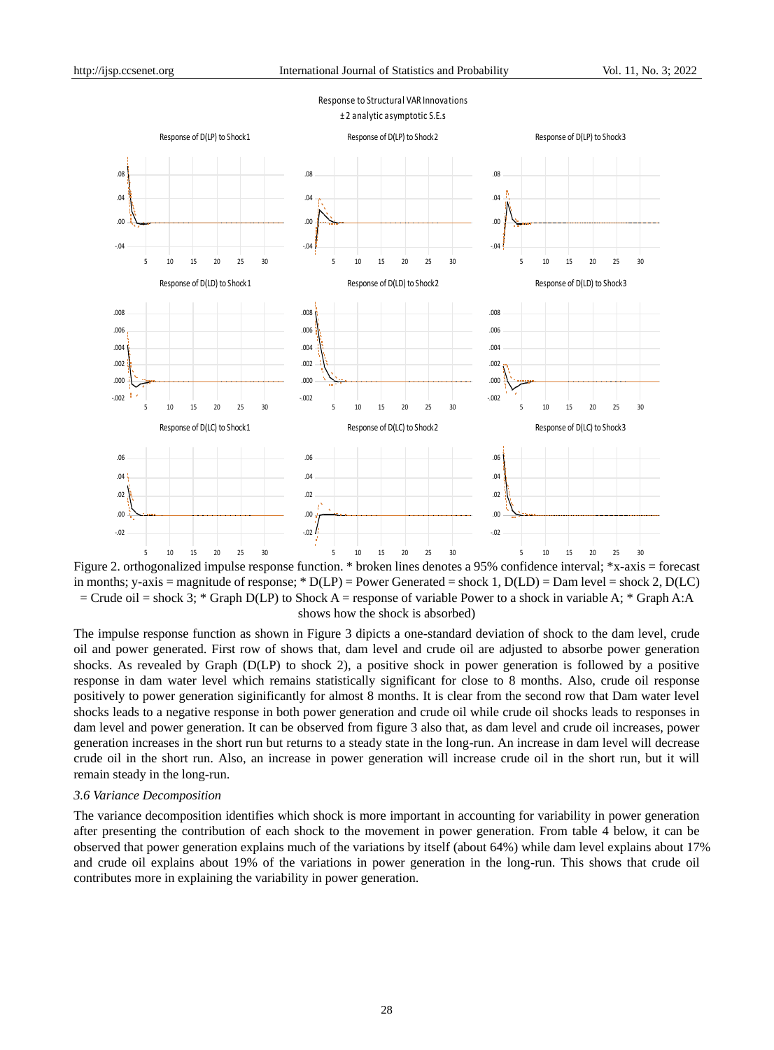Figure 2. orthogonalized impulse response function. * broken lines denotes a 95% confidence interval; *x-axis = forecast in months; y-axis = magnitude of response; * D(LP) = Power Generated = shock 1, D(LD) = Dam level = shock 2, D(LC) = Crude oil = shock 3; * Graph D(LP) to Shock A = response of variable Power to a shock in variable A; * Graph A:A shows how the shock is absorbed)

The impulse response function as shown in Figure 3 dipicts a one-standard deviation of shock to the dam level, crude oil and power generated. First row of shows that, dam level and crude oil are adjusted to absorbe power generation shocks. As revealed by Graph (D(LP) to shock 2), a positive shock in power generation is followed by a positive response in dam water level which remains statistically significant for close to 8 months. Also, crude oil response positively to power generation siginificantly for almost 8 months. It is clear from the second row that Dam water level shocks leads to a negative response in both power generation and crude oil while crude oil shocks leads to responses in dam level and power generation. It can be observed from figure 3 also that, as dam level and crude oil increases, power generation increases in the short run but returns to a steady state in the long-run. An increase in dam level will decrease crude oil in the short run. Also, an increase in power generation will increase crude oil in the short run, but it will remain steady in the long-run.

### *3.6 Variance Decomposition*

The variance decomposition identifies which shock is more important in accounting for variability in power generation after presenting the contribution of each shock to the movement in power generation. From table 4 below, it can be observed that power generation explains much of the variations by itself (about 64%) while dam level explains about 17% and crude oil explains about 19% of the variations in power generation in the long-run. This shows that crude oil contributes more in explaining the variability in power generation.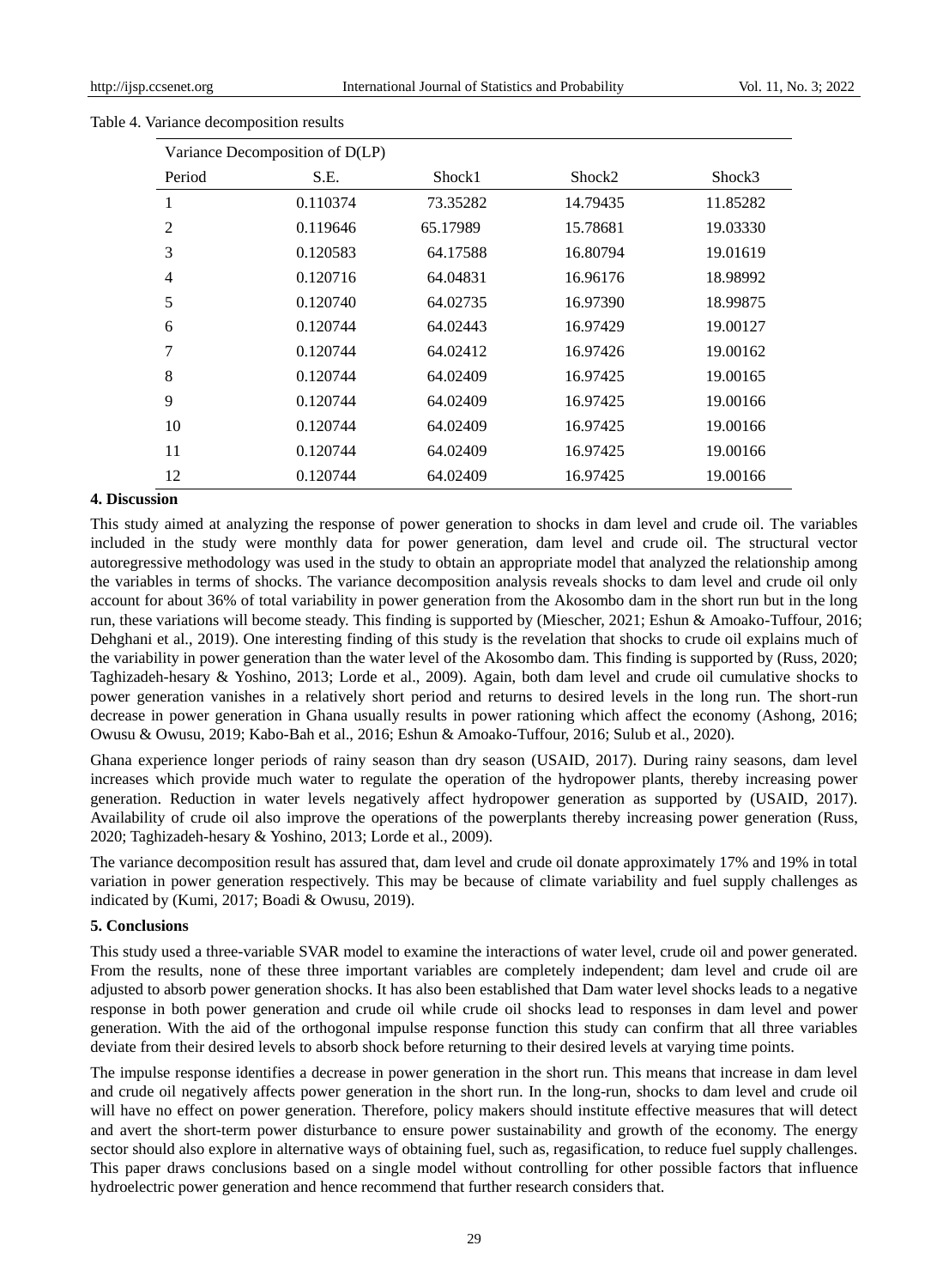Table 4. Variance decomposition results

| Variance Decomposition of D(LP) | | | | |
|---|---|---|---|---|
| Period | S.E. | Shock1 | Shock2 | Shock3 |
| 1 | 0.110374 | 73.35282 | 14.79435 | 11.85282 |
| 2 | 0.119646 | 65.17989 | 15.78681 | 19.03330 |
| 3 | 0.120583 | 64.17588 | 16.80794 | 19.01619 |
| 4 | 0.120716 | 64.04831 | 16.96176 | 18.98992 |
| 5 | 0.120740 | 64.02735 | 16.97390 | 18.99875 |
| 6 | 0.120744 | 64.02443 | 16.97429 | 19.00127 |
| 7 | 0.120744 | 64.02412 | 16.97426 | 19.00162 |
| 8 | 0.120744 | 64.02409 | 16.97425 | 19.00165 |
| 9 | 0.120744 | 64.02409 | 16.97425 | 19.00166 |
| 10 | 0.120744 | 64.02409 | 16.97425 | 19.00166 |
| 11 | 0.120744 | 64.02409 | 16.97425 | 19.00166 |
| 12 | 0.120744 | 64.02409 | 16.97425 | 19.00166 |

## 4. Discussion

This study aimed at analyzing the response of power generation to shocks in dam level and crude oil. The variables included in the study were monthly data for power generation, dam level and crude oil. The structural vector autoregressive methodology was used in the study to obtain an appropriate model that analyzed the relationship among the variables in terms of shocks. The variance decomposition analysis reveals shocks to dam level and crude oil only account for about 36% of total variability in power generation from the Akosombo dam in the short run but in the long run, these variations will become steady. This finding is supported by (Miescher, 2021; Eshun & Amoako-Tuffour, 2016; Dehghani et al., 2019). One interesting finding of this study is the revelation that shocks to crude oil explains much of the variability in power generation than the water level of the Akosombo dam. This finding is supported by (Russ, 2020; Taghizadeh-hesary & Yoshino, 2013; Lorde et al., 2009). Again, both dam level and crude oil cumulative shocks to power generation vanishes in a relatively short period and returns to desired levels in the long run. The short-run decrease in power generation in Ghana usually results in power rationing which affect the economy (Ashong, 2016; Owusu & Owusu, 2019; Kabo-Bah et al., 2016; Eshun & Amoako-Tuffour, 2016; Sulub et al., 2020).

Ghana experience longer periods of rainy season than dry season (USAID, 2017). During rainy seasons, dam level increases which provide much water to regulate the operation of the hydropower plants, thereby increasing power generation. Reduction in water levels negatively affect hydropower generation as supported by (USAID, 2017). Availability of crude oil also improve the operations of the powerplants thereby increasing power generation (Russ, 2020; Taghizadeh-hesary & Yoshino, 2013; Lorde et al., 2009).

The variance decomposition result has assured that, dam level and crude oil donate approximately 17% and 19% in total variation in power generation respectively. This may be because of climate variability and fuel supply challenges as indicated by (Kumi, 2017; Boadi & Owusu, 2019).

## 5. Conclusions

This study used a three-variable SVAR model to examine the interactions of water level, crude oil and power generated. From the results, none of these three important variables are completely independent; dam level and crude oil are adjusted to absorb power generation shocks. It has also been established that Dam water level shocks leads to a negative response in both power generation and crude oil while crude oil shocks lead to responses in dam level and power generation. With the aid of the orthogonal impulse response function this study can confirm that all three variables deviate from their desired levels to absorb shock before returning to their desired levels at varying time points.

The impulse response identifies a decrease in power generation in the short run. This means that increase in dam level and crude oil negatively affects power generation in the short run. In the long-run, shocks to dam level and crude oil will have no effect on power generation. Therefore, policy makers should institute effective measures that will detect and avert the short-term power disturbance to ensure power sustainability and growth of the economy. The energy sector should also explore in alternative ways of obtaining fuel, such as, regasification, to reduce fuel supply challenges. This paper draws conclusions based on a single model without controlling for other possible factors that influence hydroelectric power generation and hence recommend that further research considers that.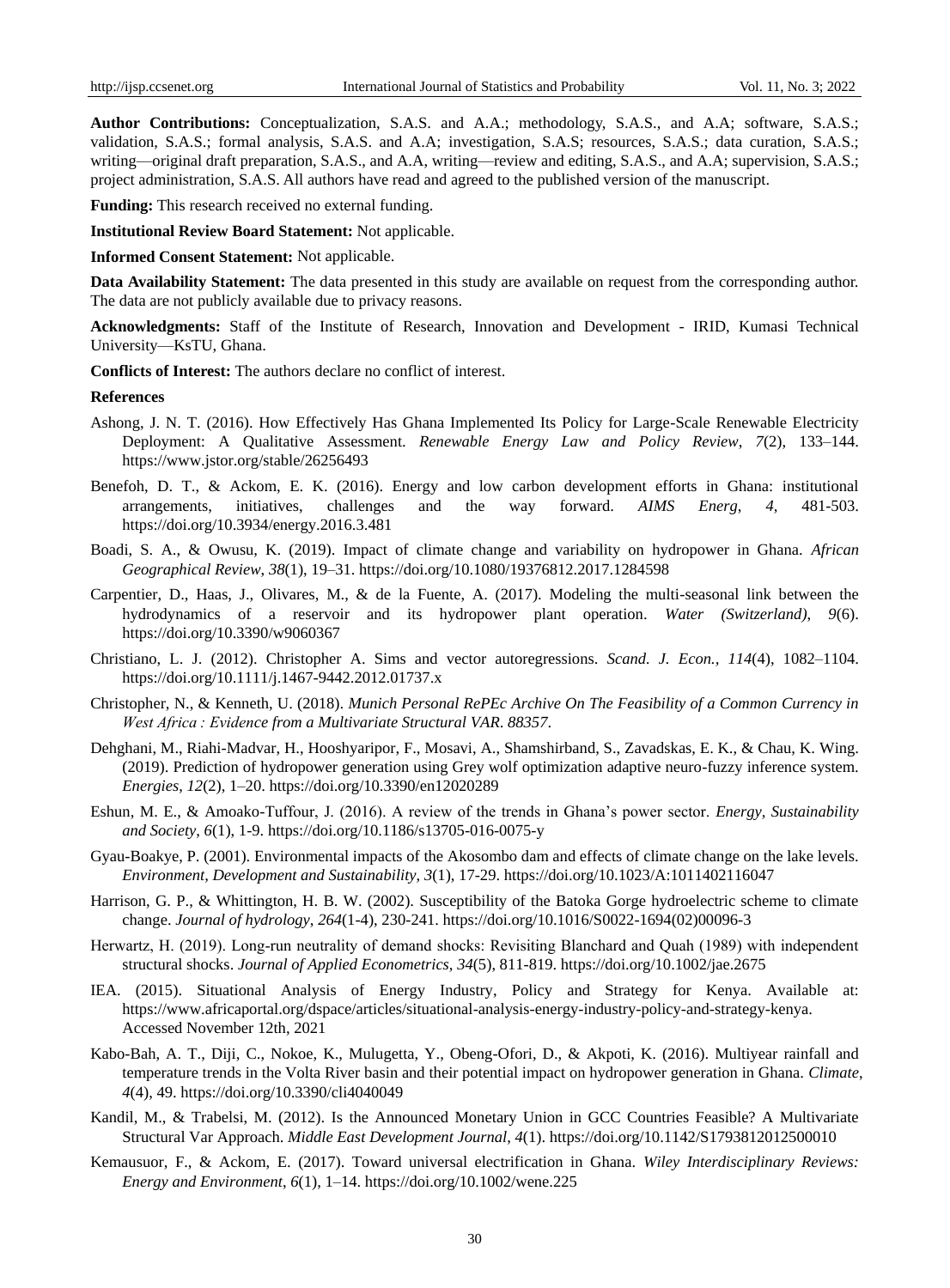**Author Contributions:** Conceptualization, S.A.S. and A.A.; methodology, S.A.S., and A.A; software, S.A.S.; validation, S.A.S.; formal analysis, S.A.S. and A.A; investigation, S.A.S; resources, S.A.S.; data curation, S.A.S.; writing—original draft preparation, S.A.S., and A.A, writing—review and editing, S.A.S., and A.A; supervision, S.A.S.; project administration, S.A.S. All authors have read and agreed to the published version of the manuscript.

**Funding:** This research received no external funding.

**Institutional Review Board Statement:** Not applicable.

**Informed Consent Statement:** Not applicable.

**Data Availability Statement:** The data presented in this study are available on request from the corresponding author. The data are not publicly available due to privacy reasons.

**Acknowledgments:** Staff of the Institute of Research, Innovation and Development - IRID, Kumasi Technical University—KsTU, Ghana.

**Conflicts of Interest:** The authors declare no conflict of interest.

**References**

Ashong, J. N. T. (2016). How Effectively Has Ghana Implemented Its Policy for Large-Scale Renewable Electricity Deployment: A Qualitative Assessment. *Renewable Energy Law and Policy Review*, *7*(2), 133–144. https://www.jstor.org/stable/26256493

Benefoh, D. T., & Ackom, E. K. (2016). Energy and low carbon development efforts in Ghana: institutional arrangements, initiatives, challenges and the way forward. *AIMS Energ, 4*, 481-503. https://doi.org/10.3934/energy.2016.3.481

Boadi, S. A., & Owusu, K. (2019). Impact of climate change and variability on hydropower in Ghana. *African Geographical Review*, *38*(1), 19–31. https://doi.org/10.1080/19376812.2017.1284598

Carpentier, D., Haas, J., Olivares, M., & de la Fuente, A. (2017). Modeling the multi-seasonal link between the hydrodynamics of a reservoir and its hydropower plant operation. *Water (Switzerland)*, *9*(6). https://doi.org/10.3390/w9060367

Christiano, L. J. (2012). Christopher A. Sims and vector autoregressions. *Scand. J. Econ.*, *114*(4), 1082–1104. https://doi.org/10.1111/j.1467-9442.2012.01737.x

Christopher, N., & Kenneth, U. (2018). *Munich Personal RePEc Archive On The Feasibility of a Common Currency in West Africa : Evidence from a Multivariate Structural VAR*. *88357*.

Dehghani, M., Riahi-Madvar, H., Hooshyaripor, F., Mosavi, A., Shamshirband, S., Zavadskas, E. K., & Chau, K. Wing. (2019). Prediction of hydropower generation using Grey wolf optimization adaptive neuro-fuzzy inference system. *Energies*, *12*(2), 1–20. https://doi.org/10.3390/en12020289

Eshun, M. E., & Amoako-Tuffour, J. (2016). A review of the trends in Ghana's power sector. *Energy, Sustainability and Society*, *6*(1), 1-9. https://doi.org/10.1186/s13705-016-0075-y

Gyau-Boakye, P. (2001). Environmental impacts of the Akosombo dam and effects of climate change on the lake levels. *Environment, Development and Sustainability*, *3*(1), 17-29. https://doi.org/10.1023/A:1011402116047

Harrison, G. P., & Whittington, H. B. W. (2002). Susceptibility of the Batoka Gorge hydroelectric scheme to climate change. *Journal of hydrology*, *264*(1-4), 230-241. https://doi.org/10.1016/S0022-1694(02)00096-3

Herwartz, H. (2019). Long-run neutrality of demand shocks: Revisiting Blanchard and Quah (1989) with independent structural shocks. *Journal of Applied Econometrics*, *34*(5), 811-819. https://doi.org/10.1002/jae.2675

IEA. (2015). Situational Analysis of Energy Industry, Policy and Strategy for Kenya. Available at: https://www.africaportal.org/dspace/articles/situational-analysis-energy-industry-policy-and-strategy-kenya. Accessed November 12th, 2021

Kabo-Bah, A. T., Diji, C., Nokoe, K., Mulugetta, Y., Obeng-Ofori, D., & Akpoti, K. (2016). Multiyear rainfall and temperature trends in the Volta River basin and their potential impact on hydropower generation in Ghana. *Climate*, *4*(4), 49. https://doi.org/10.3390/cli4040049

Kandil, M., & Trabelsi, M. (2012). Is the Announced Monetary Union in GCC Countries Feasible? A Multivariate Structural Var Approach. *Middle East Development Journal*, *4*(1). https://doi.org/10.1142/S1793812012500010

Kemausuor, F., & Ackom, E. (2017). Toward universal electrification in Ghana. *Wiley Interdisciplinary Reviews: Energy and Environment*, *6*(1), 1–14. https://doi.org/10.1002/wene.225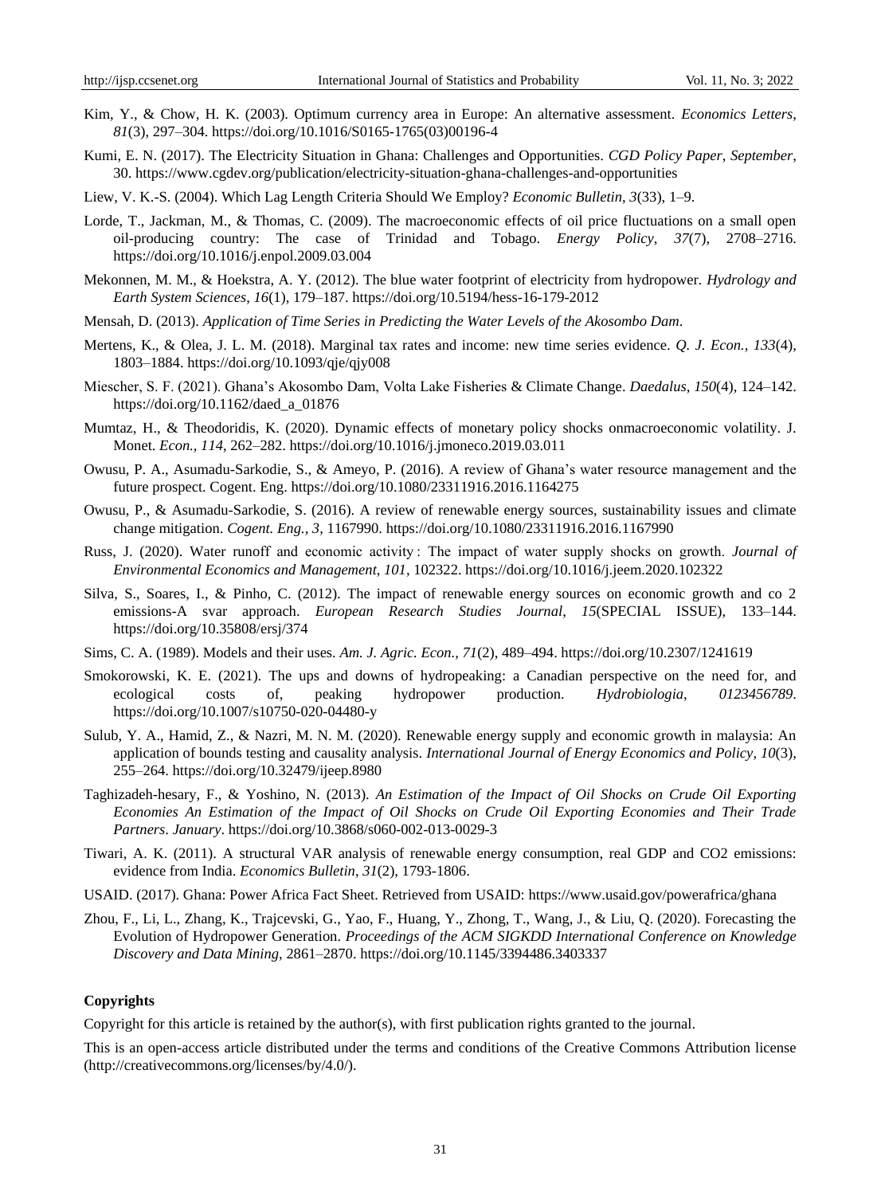Kim, Y., & Chow, H. K. (2003). Optimum currency area in Europe: An alternative assessment. *Economics Letters*, *81*(3), 297–304. https://doi.org/10.1016/S0165-1765(03)00196-4

Kumi, E. N. (2017). The Electricity Situation in Ghana: Challenges and Opportunities. *CGD Policy Paper*, *September*, 30. https://www.cgdev.org/publication/electricity-situation-ghana-challenges-and-opportunities

Liew, V. K.-S. (2004). Which Lag Length Criteria Should We Employ? *Economic Bulletin*, *3*(33), 1–9.

Lorde, T., Jackman, M., & Thomas, C. (2009). The macroeconomic effects of oil price fluctuations on a small open oil-producing country: The case of Trinidad and Tobago. *Energy Policy*, *37*(7), 2708–2716. https://doi.org/10.1016/j.enpol.2009.03.004

Mekonnen, M. M., & Hoekstra, A. Y. (2012). The blue water footprint of electricity from hydropower. *Hydrology and Earth System Sciences*, *16*(1), 179–187. https://doi.org/10.5194/hess-16-179-2012

Mensah, D. (2013). *Application of Time Series in Predicting the Water Levels of the Akosombo Dam*.

Mertens, K., & Olea, J. L. M. (2018). Marginal tax rates and income: new time series evidence. *Q. J. Econ.*, *133*(4), 1803–1884. https://doi.org/10.1093/qje/qjy008

Miescher, S. F. (2021). Ghana's Akosombo Dam, Volta Lake Fisheries & Climate Change. *Daedalus*, *150*(4), 124–142. https://doi.org/10.1162/daed_a_01876

Mumtaz, H., & Theodoridis, K. (2020). Dynamic effects of monetary policy shocks onmacroeconomic volatility. J. Monet. *Econ.*, *114*, 262–282. https://doi.org/10.1016/j.jmoneco.2019.03.011

Owusu, P. A., Asumadu-Sarkodie, S., & Ameyo, P. (2016). A review of Ghana's water resource management and the future prospect. Cogent. Eng. https://doi.org/10.1080/23311916.2016.1164275

Owusu, P., & Asumadu-Sarkodie, S. (2016). A review of renewable energy sources, sustainability issues and climate change mitigation. *Cogent. Eng.*, *3*, 1167990. https://doi.org/10.1080/23311916.2016.1167990

Russ, J. (2020). Water runoff and economic activity : The impact of water supply shocks on growth. *Journal of Environmental Economics and Management*, *101*, 102322. https://doi.org/10.1016/j.jeem.2020.102322

Silva, S., Soares, I., & Pinho, C. (2012). The impact of renewable energy sources on economic growth and co 2 emissions-A svar approach. *European Research Studies Journal*, *15*(SPECIAL ISSUE), 133–144. https://doi.org/10.35808/ersj/374

Sims, C. A. (1989). Models and their uses. *Am. J. Agric. Econ.*, *71*(2), 489–494. https://doi.org/10.2307/1241619

Smokorowski, K. E. (2021). The ups and downs of hydropeaking: a Canadian perspective on the need for, and ecological costs of, peaking hydropower production. *Hydrobiologia*, *0123456789*. https://doi.org/10.1007/s10750-020-04480-y

Sulub, Y. A., Hamid, Z., & Nazri, M. N. M. (2020). Renewable energy supply and economic growth in malaysia: An application of bounds testing and causality analysis. *International Journal of Energy Economics and Policy*, *10*(3), 255–264. https://doi.org/10.32479/ijeep.8980

Taghizadeh-hesary, F., & Yoshino, N. (2013). *An Estimation of the Impact of Oil Shocks on Crude Oil Exporting Economies An Estimation of the Impact of Oil Shocks on Crude Oil Exporting Economies and Their Trade Partners*. *January*. https://doi.org/10.3868/s060-002-013-0029-3

Tiwari, A. K. (2011). A structural VAR analysis of renewable energy consumption, real GDP and CO2 emissions: evidence from India. *Economics Bulletin*, *31*(2), 1793-1806.

USAID. (2017). Ghana: Power Africa Fact Sheet. Retrieved from USAID: https://www.usaid.gov/powerafrica/ghana

Zhou, F., Li, L., Zhang, K., Trajcevski, G., Yao, F., Huang, Y., Zhong, T., Wang, J., & Liu, Q. (2020). Forecasting the Evolution of Hydropower Generation. *Proceedings of the ACM SIGKDD International Conference on Knowledge Discovery and Data Mining*, 2861–2870. https://doi.org/10.1145/3394486.3403337

**Copyrights**

Copyright for this article is retained by the author(s), with first publication rights granted to the journal.

This is an open-access article distributed under the terms and conditions of the Creative Commons Attribution license (http://creativecommons.org/licenses/by/4.0/).